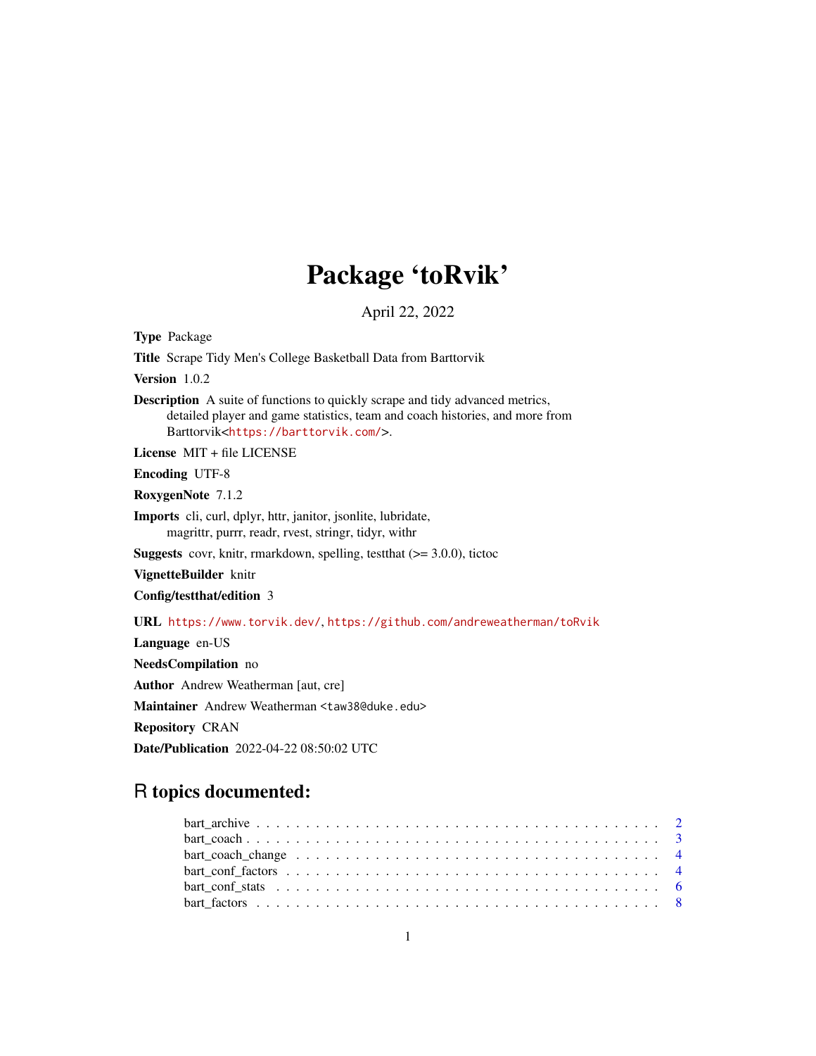# Package 'toRvik'

April 22, 2022

**Type** Package

**Title** Scrape Tidy Men's College Basketball Data from Barttorvik

**Version** 1.0.2

**Description** A suite of functions to quickly scrape and tidy advanced metrics, detailed player and game statistics, team and coach histories, and more from Barttorvik<https://barttorvik.com/>.

**License** MIT + file LICENSE

**Encoding** UTF-8

**RoxygenNote** 7.1.2

**Imports** cli, curl, dplyr, httr, janitor, jsonlite, lubridate, magrittr, purrr, readr, rvest, stringr, tidyr, withr

**Suggests** covr, knitr, rmarkdown, spelling, testthat (>= 3.0.0), tictoc

**VignetteBuilder** knitr

**Config/testthat/edition** 3

**URL** https://www.torvik.dev/, https://github.com/andreweatherman/toRvik

**Language** en-US

**NeedsCompilation** no

**Author** Andrew Weatherman [aut, cre]

**Maintainer** Andrew Weatherman <taw38@duke.edu>

**Repository** CRAN

**Date/Publication** 2022-04-22 08:50:02 UTC

## R topics documented:

bart_archive . . . . . . . . . . . . . . . . . . . . . . . . . . . . . . . . . . . . . . . . 2
bart_coach . . . . . . . . . . . . . . . . . . . . . . . . . . . . . . . . . . . . . . . . . 3
bart_coach_change . . . . . . . . . . . . . . . . . . . . . . . . . . . . . . . . . . . . . 4
bart_conf_factors . . . . . . . . . . . . . . . . . . . . . . . . . . . . . . . . . . . . . . 4
bart_conf_stats . . . . . . . . . . . . . . . . . . . . . . . . . . . . . . . . . . . . . . . 6
bart_factors . . . . . . . . . . . . . . . . . . . . . . . . . . . . . . . . . . . . . . . . 8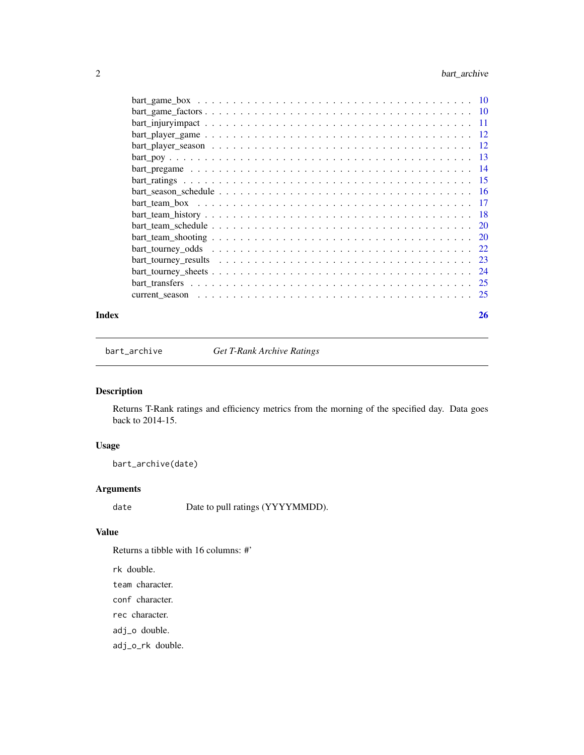bart_game_box . . . . . . . . . . . . . . . . . . . . . . . . . . . . . . . . . . . . 10
bart_game_factors . . . . . . . . . . . . . . . . . . . . . . . . . . . . . . . . . . 10
bart_injuryimpact . . . . . . . . . . . . . . . . . . . . . . . . . . . . . . . . . . 11
bart_player_game . . . . . . . . . . . . . . . . . . . . . . . . . . . . . . . . . . 12
bart_player_season . . . . . . . . . . . . . . . . . . . . . . . . . . . . . . . . . 12
bart_poy . . . . . . . . . . . . . . . . . . . . . . . . . . . . . . . . . . . . . . . 13
bart_pregame . . . . . . . . . . . . . . . . . . . . . . . . . . . . . . . . . . . . 14
bart_ratings . . . . . . . . . . . . . . . . . . . . . . . . . . . . . . . . . . . . . 15
bart_season_schedule . . . . . . . . . . . . . . . . . . . . . . . . . . . . . . . . 16
bart_team_box . . . . . . . . . . . . . . . . . . . . . . . . . . . . . . . . . . . . 17
bart_team_history . . . . . . . . . . . . . . . . . . . . . . . . . . . . . . . . . . 18
bart_team_schedule . . . . . . . . . . . . . . . . . . . . . . . . . . . . . . . . . 20
bart_team_shooting . . . . . . . . . . . . . . . . . . . . . . . . . . . . . . . . . 20
bart_tourney_odds . . . . . . . . . . . . . . . . . . . . . . . . . . . . . . . . . . 22
bart_tourney_results . . . . . . . . . . . . . . . . . . . . . . . . . . . . . . . . 23
bart_tourney_sheets . . . . . . . . . . . . . . . . . . . . . . . . . . . . . . . . . 24
bart_transfers . . . . . . . . . . . . . . . . . . . . . . . . . . . . . . . . . . . . 25
current_season . . . . . . . . . . . . . . . . . . . . . . . . . . . . . . . . . . . . 25

**Index** **26**

---

`bart_archive` *Get T-Rank Archive Ratings*

---

### Description

Returns T-Rank ratings and efficiency metrics from the morning of the specified day. Data goes back to 2014-15.

### Usage

```
bart_archive(date)
```

### Arguments

`date` Date to pull ratings (YYYYMMDD).

### Value

Returns a tibble with 16 columns: #'

`rk` double.

`team` character.

`conf` character.

`rec` character.

`adj_o` double.

`adj_o_rk` double.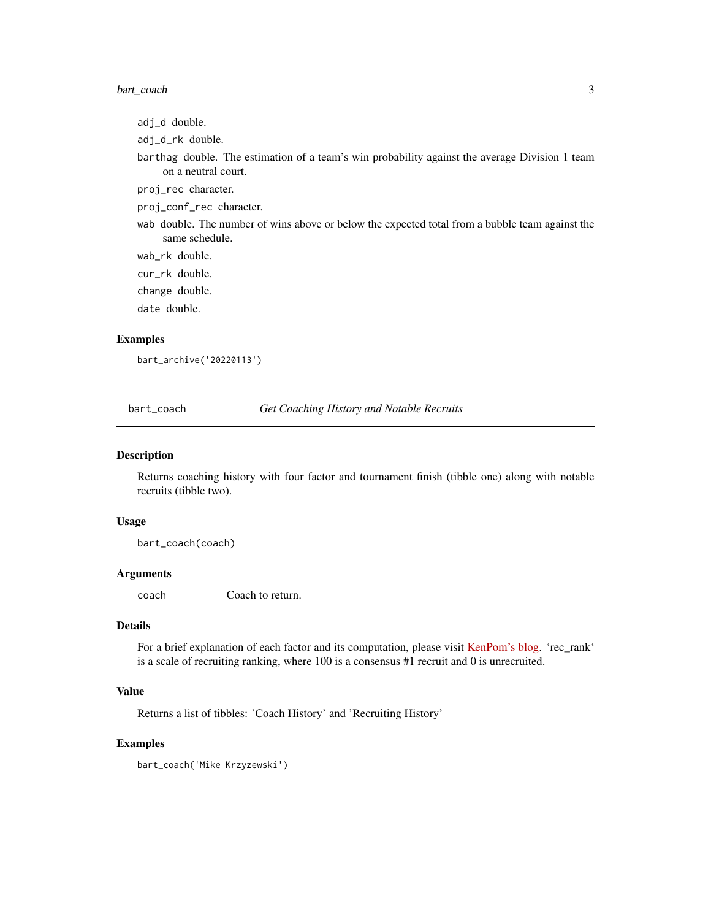adj_d double.

adj_d_rk double.

barthag double. The estimation of a team's win probability against the average Division 1 team on a neutral court.

proj_rec character.

proj_conf_rec character.

wab double. The number of wins above or below the expected total from a bubble team against the same schedule.

wab_rk double.

cur_rk double.

change double.

date double.

### Examples

```
bart_archive('20220113')
```

---

## bart_coach — *Get Coaching History and Notable Recruits*

---

### Description

Returns coaching history with four factor and tournament finish (tibble one) along with notable recruits (tibble two).

### Usage

```
bart_coach(coach)
```

### Arguments

| | |
|---|---|
| coach | Coach to return. |

### Details

For a brief explanation of each factor and its computation, please visit KenPom's blog. 'rec_rank' is a scale of recruiting ranking, where 100 is a consensus #1 recruit and 0 is unrecruited.

### Value

Returns a list of tibbles: 'Coach History' and 'Recruiting History'

### Examples

```
bart_coach('Mike Krzyzewski')
```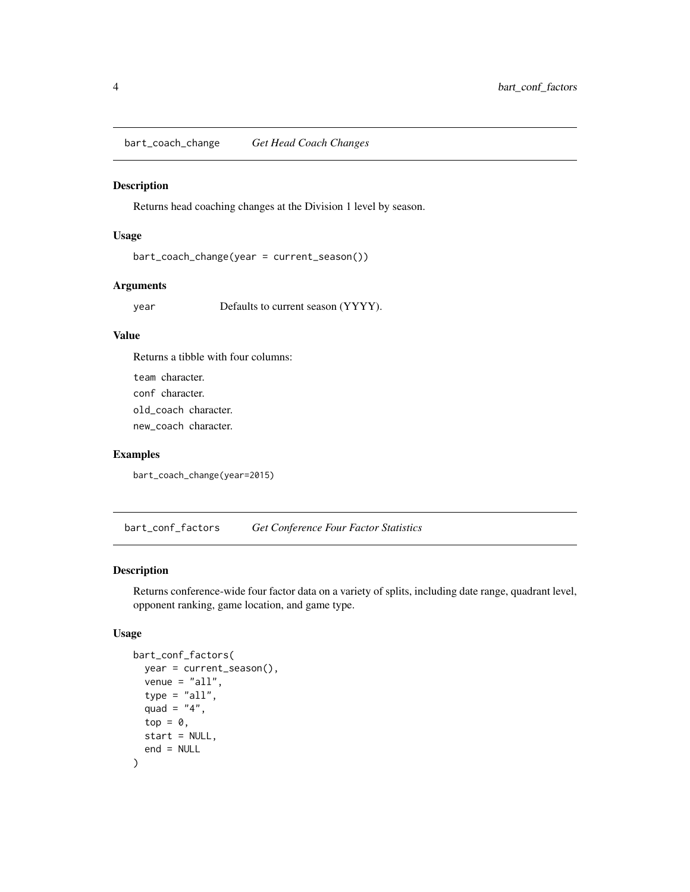## bart_coach_change *Get Head Coach Changes*

### Description

Returns head coaching changes at the Division 1 level by season.

### Usage

```
bart_coach_change(year = current_season())
```

### Arguments

| | |
|---|---|
| year | Defaults to current season (YYYY). |

### Value

Returns a tibble with four columns:

team character.
conf character.
old_coach character.
new_coach character.

### Examples

```
bart_coach_change(year=2015)
```

## bart_conf_factors *Get Conference Four Factor Statistics*

### Description

Returns conference-wide four factor data on a variety of splits, including date range, quadrant level, opponent ranking, game location, and game type.

### Usage

```
bart_conf_factors(
  year = current_season(),
  venue = "all",
  type = "all",
  quad = "4",
  top = 0,
  start = NULL,
  end = NULL
)
```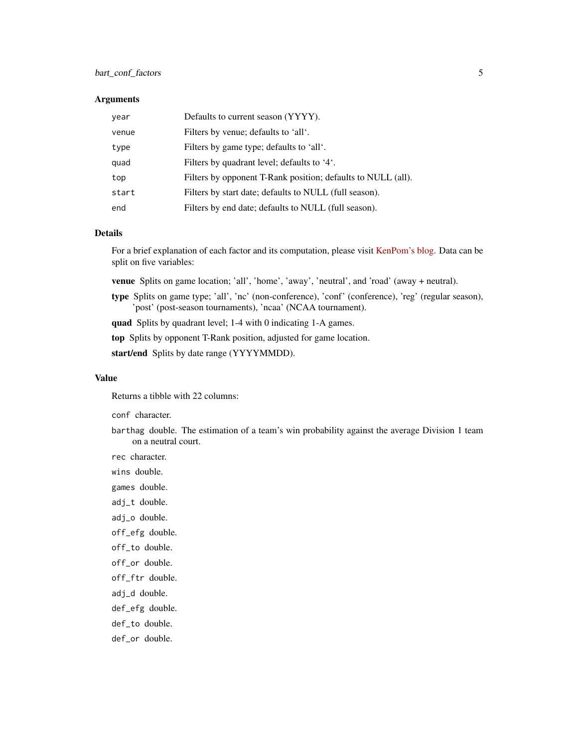## Arguments

| | |
|---|---|
| `year` | Defaults to current season (YYYY). |
| `venue` | Filters by venue; defaults to 'all'. |
| `type` | Filters by game type; defaults to 'all'. |
| `quad` | Filters by quadrant level; defaults to '4'. |
| `top` | Filters by opponent T-Rank position; defaults to NULL (all). |
| `start` | Filters by start date; defaults to NULL (full season). |
| `end` | Filters by end date; defaults to NULL (full season). |

## Details

For a brief explanation of each factor and its computation, please visit KenPom's blog. Data can be split on five variables:

**venue** Splits on game location; 'all', 'home', 'away', 'neutral', and 'road' (away + neutral).

**type** Splits on game type; 'all', 'nc' (non-conference), 'conf' (conference), 'reg' (regular season), 'post' (post-season tournaments), 'ncaa' (NCAA tournament).

**quad** Splits by quadrant level; 1-4 with 0 indicating 1-A games.

**top** Splits by opponent T-Rank position, adjusted for game location.

**start/end** Splits by date range (YYYYMMDD).

## Value

Returns a tibble with 22 columns:

`conf` character.

`barthag` double. The estimation of a team's win probability against the average Division 1 team on a neutral court.

`rec` character.

`wins` double.

`games` double.

`adj_t` double.

`adj_o` double.

`off_efg` double.

`off_to` double.

`off_or` double.

`off_ftr` double.

`adj_d` double.

`def_efg` double.

`def_to` double.

`def_or` double.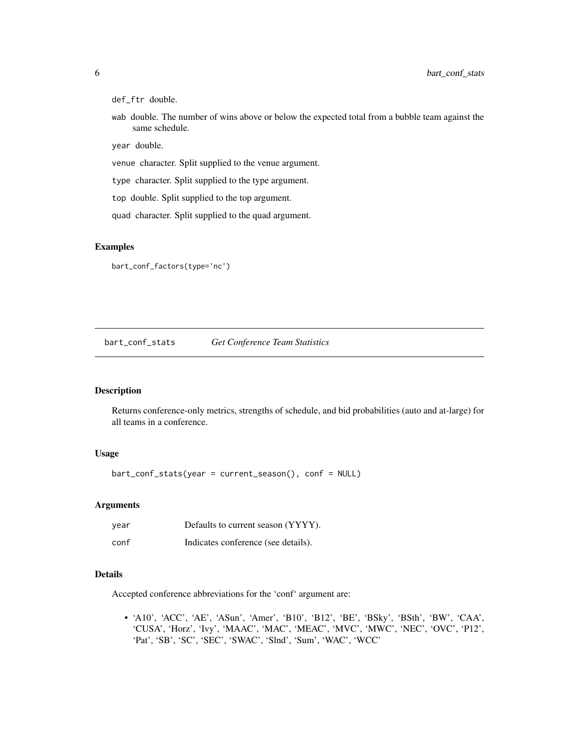def_ftr double.

wab double. The number of wins above or below the expected total from a bubble team against the same schedule.

year double.

venue character. Split supplied to the venue argument.

type character. Split supplied to the type argument.

top double. Split supplied to the top argument.

quad character. Split supplied to the quad argument.

### Examples

```
bart_conf_factors(type='nc')
```

## bart_conf_stats *Get Conference Team Statistics*

### Description

Returns conference-only metrics, strengths of schedule, and bid probabilities (auto and at-large) for all teams in a conference.

### Usage

```
bart_conf_stats(year = current_season(), conf = NULL)
```

### Arguments

| | |
|---|---|
| year | Defaults to current season (YYYY). |
| conf | Indicates conference (see details). |

### Details

Accepted conference abbreviations for the 'conf' argument are:

- 'A10', 'ACC', 'AE', 'ASun', 'Amer', 'B10', 'B12', 'BE', 'BSky', 'BSth', 'BW', 'CAA', 'CUSA', 'Horz', 'Ivy', 'MAAC', 'MAC', 'MEAC', 'MVC', 'MWC', 'NEC', 'OVC', 'P12', 'Pat', 'SB', 'SC', 'SEC', 'SWAC', 'Slnd', 'Sum', 'WAC', 'WCC'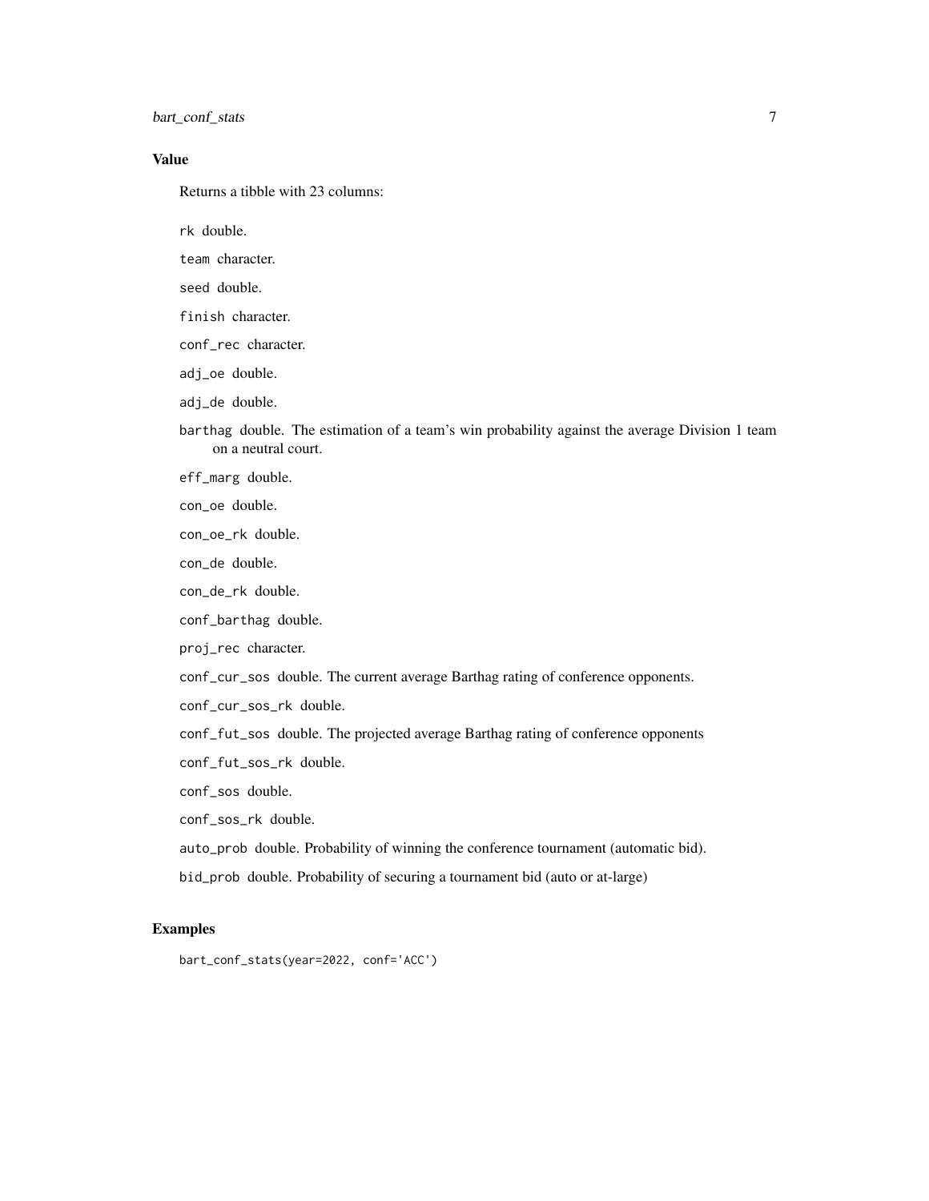## Value

Returns a tibble with 23 columns:

`rk` double.

`team` character.

`seed` double.

`finish` character.

`conf_rec` character.

`adj_oe` double.

`adj_de` double.

`barthag` double. The estimation of a team's win probability against the average Division 1 team on a neutral court.

`eff_marg` double.

`con_oe` double.

`con_oe_rk` double.

`con_de` double.

`con_de_rk` double.

`conf_barthag` double.

`proj_rec` character.

`conf_cur_sos` double. The current average Barthag rating of conference opponents.

`conf_cur_sos_rk` double.

`conf_fut_sos` double. The projected average Barthag rating of conference opponents

`conf_fut_sos_rk` double.

`conf_sos` double.

`conf_sos_rk` double.

`auto_prob` double. Probability of winning the conference tournament (automatic bid).

`bid_prob` double. Probability of securing a tournament bid (auto or at-large)

## Examples

```
bart_conf_stats(year=2022, conf='ACC')
```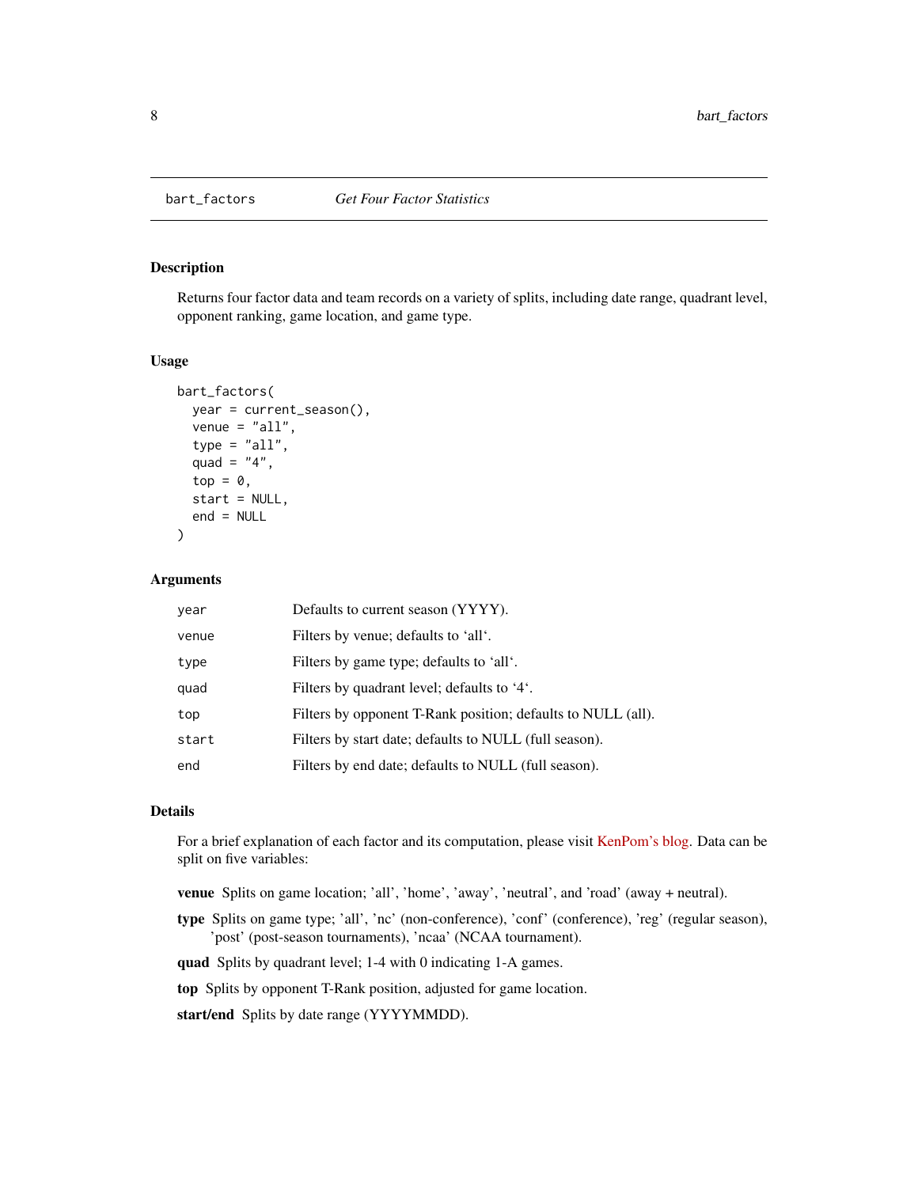bart_factors    *Get Four Factor Statistics*

## Description

Returns four factor data and team records on a variety of splits, including date range, quadrant level, opponent ranking, game location, and game type.

## Usage

```
bart_factors(
  year = current_season(),
  venue = "all",
  type = "all",
  quad = "4",
  top = 0,
  start = NULL,
  end = NULL
)
```

## Arguments

| | |
|---|---|
| year | Defaults to current season (YYYY). |
| venue | Filters by venue; defaults to ‘all‘. |
| type | Filters by game type; defaults to ‘all‘. |
| quad | Filters by quadrant level; defaults to ‘4‘. |
| top | Filters by opponent T-Rank position; defaults to NULL (all). |
| start | Filters by start date; defaults to NULL (full season). |
| end | Filters by end date; defaults to NULL (full season). |

## Details

For a brief explanation of each factor and its computation, please visit KenPom's blog. Data can be split on five variables:

**venue** Splits on game location; 'all', 'home', 'away', 'neutral', and 'road' (away + neutral).

**type** Splits on game type; 'all', 'nc' (non-conference), 'conf' (conference), 'reg' (regular season), 'post' (post-season tournaments), 'ncaa' (NCAA tournament).

**quad** Splits by quadrant level; 1-4 with 0 indicating 1-A games.

**top** Splits by opponent T-Rank position, adjusted for game location.

**start/end** Splits by date range (YYYYMMDD).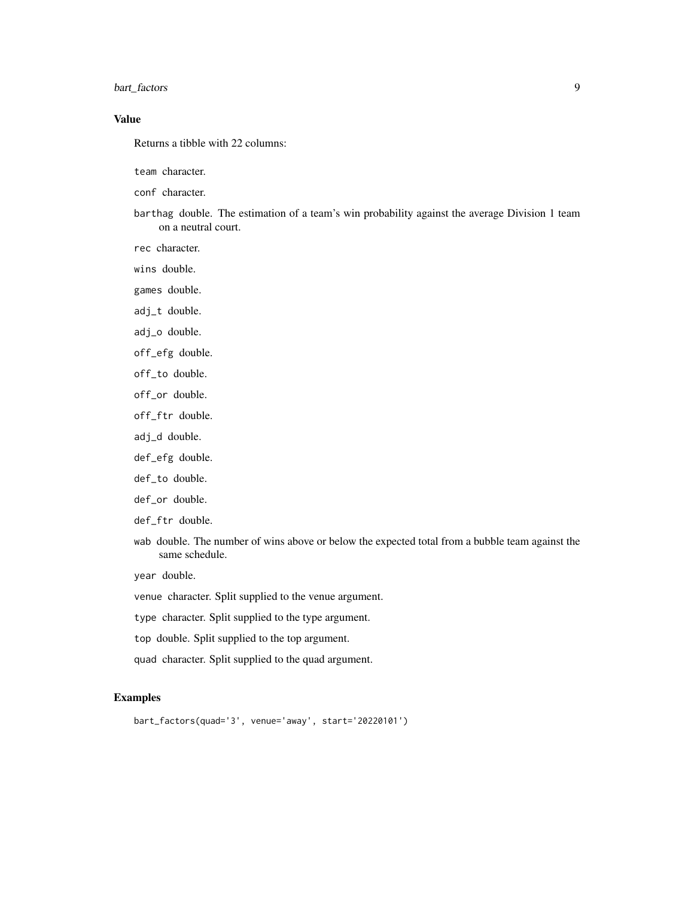## Value

Returns a tibble with 22 columns:

- `team` character.
- `conf` character.
- `barthag` double. The estimation of a team's win probability against the average Division 1 team on a neutral court.
- `rec` character.
- `wins` double.
- `games` double.
- `adj_t` double.
- `adj_o` double.
- `off_efg` double.
- `off_to` double.
- `off_or` double.
- `off_ftr` double.
- `adj_d` double.
- `def_efg` double.
- `def_to` double.
- `def_or` double.
- `def_ftr` double.
- `wab` double. The number of wins above or below the expected total from a bubble team against the same schedule.
- `year` double.
- `venue` character. Split supplied to the venue argument.
- `type` character. Split supplied to the type argument.
- `top` double. Split supplied to the top argument.
- `quad` character. Split supplied to the quad argument.

## Examples

```
bart_factors(quad='3', venue='away', start='20220101')
```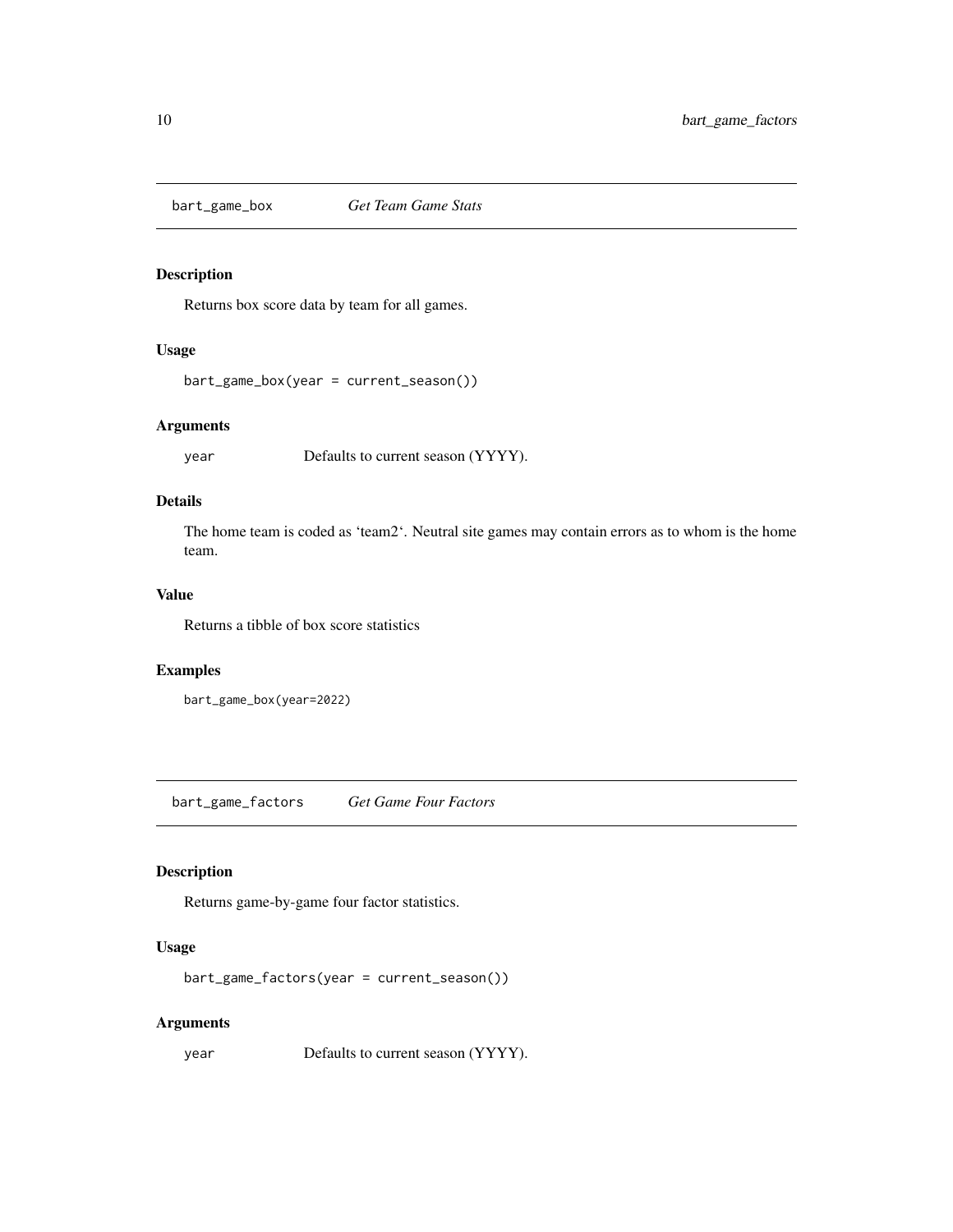## bart_game_box *Get Team Game Stats*

### Description

Returns box score data by team for all games.

### Usage

```
bart_game_box(year = current_season())
```

### Arguments

| | |
|---|---|
| year | Defaults to current season (YYYY). |

### Details

The home team is coded as 'team2'. Neutral site games may contain errors as to whom is the home team.

### Value

Returns a tibble of box score statistics

### Examples

```
bart_game_box(year=2022)
```

## bart_game_factors *Get Game Four Factors*

### Description

Returns game-by-game four factor statistics.

### Usage

```
bart_game_factors(year = current_season())
```

### Arguments

| | |
|---|---|
| year | Defaults to current season (YYYY). |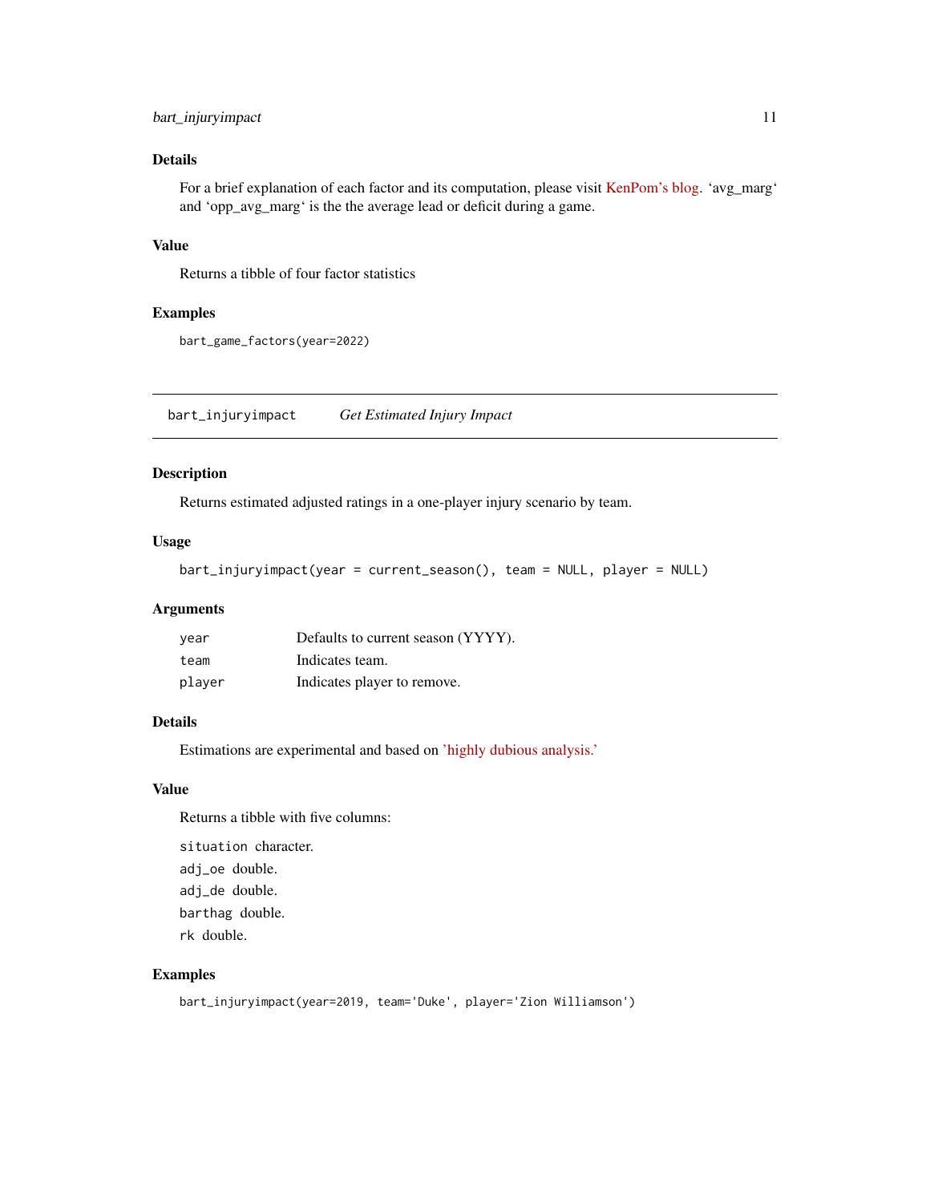### Details

For a brief explanation of each factor and its computation, please visit KenPom's blog. 'avg_marg' and 'opp_avg_marg' is the the average lead or deficit during a game.

### Value

Returns a tibble of four factor statistics

### Examples

```
bart_game_factors(year=2022)
```

---

## bart_injuryimpact *Get Estimated Injury Impact*

### Description

Returns estimated adjusted ratings in a one-player injury scenario by team.

### Usage

```
bart_injuryimpact(year = current_season(), team = NULL, player = NULL)
```

### Arguments

| | |
|---|---|
| year | Defaults to current season (YYYY). |
| team | Indicates team. |
| player | Indicates player to remove. |

### Details

Estimations are experimental and based on 'highly dubious analysis.'

### Value

Returns a tibble with five columns:

`situation` character.
`adj_oe` double.
`adj_de` double.
`barthag` double.
`rk` double.

### Examples

```
bart_injuryimpact(year=2019, team='Duke', player='Zion Williamson')
```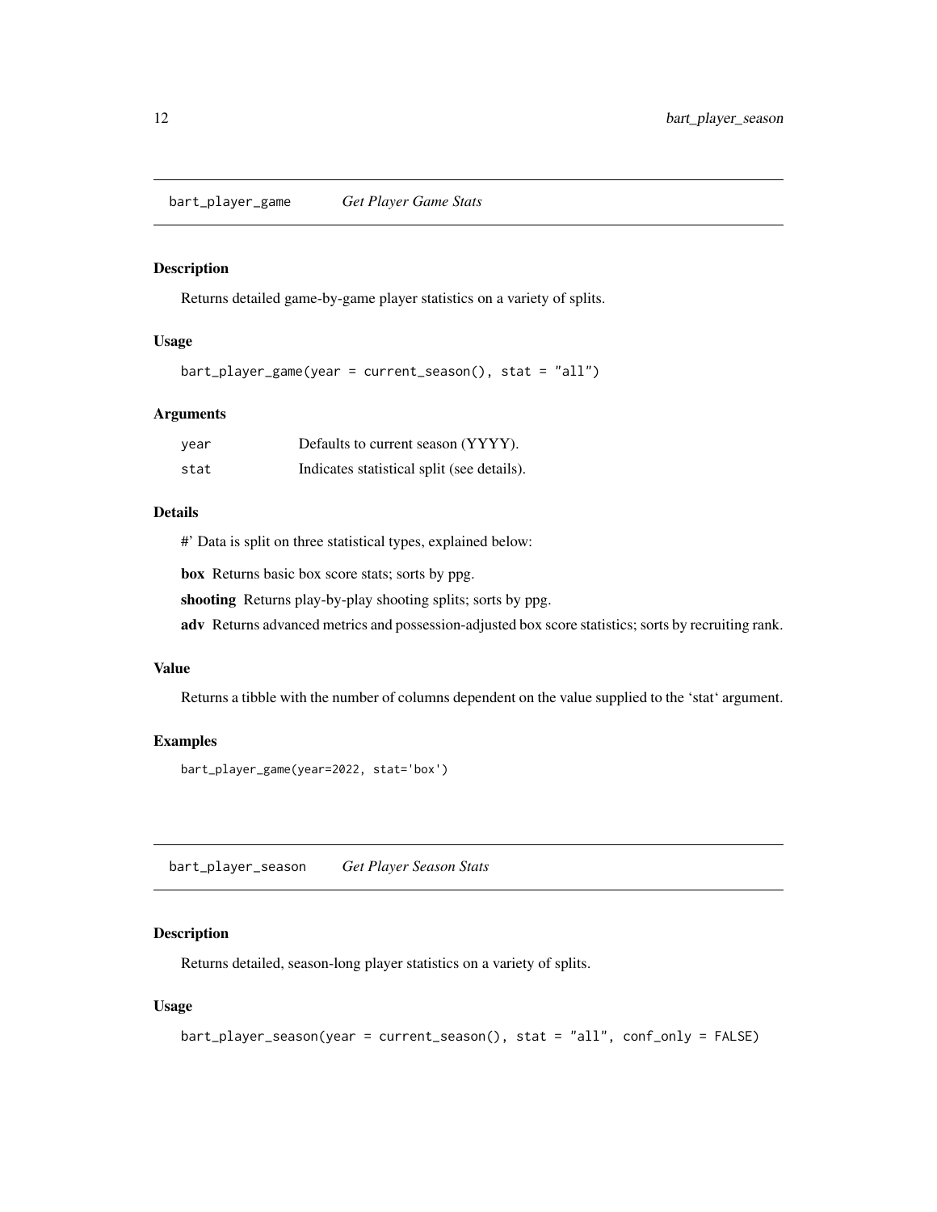## bart_player_game *Get Player Game Stats*

### Description

Returns detailed game-by-game player statistics on a variety of splits.

### Usage

```
bart_player_game(year = current_season(), stat = "all")
```

### Arguments

| | |
|---|---|
| year | Defaults to current season (YYYY). |
| stat | Indicates statistical split (see details). |

### Details

#' Data is split on three statistical types, explained below:

**box** Returns basic box score stats; sorts by ppg.

**shooting** Returns play-by-play shooting splits; sorts by ppg.

**adv** Returns advanced metrics and possession-adjusted box score statistics; sorts by recruiting rank.

### Value

Returns a tibble with the number of columns dependent on the value supplied to the 'stat' argument.

### Examples

```
bart_player_game(year=2022, stat='box')
```

## bart_player_season *Get Player Season Stats*

### Description

Returns detailed, season-long player statistics on a variety of splits.

### Usage

```
bart_player_season(year = current_season(), stat = "all", conf_only = FALSE)
```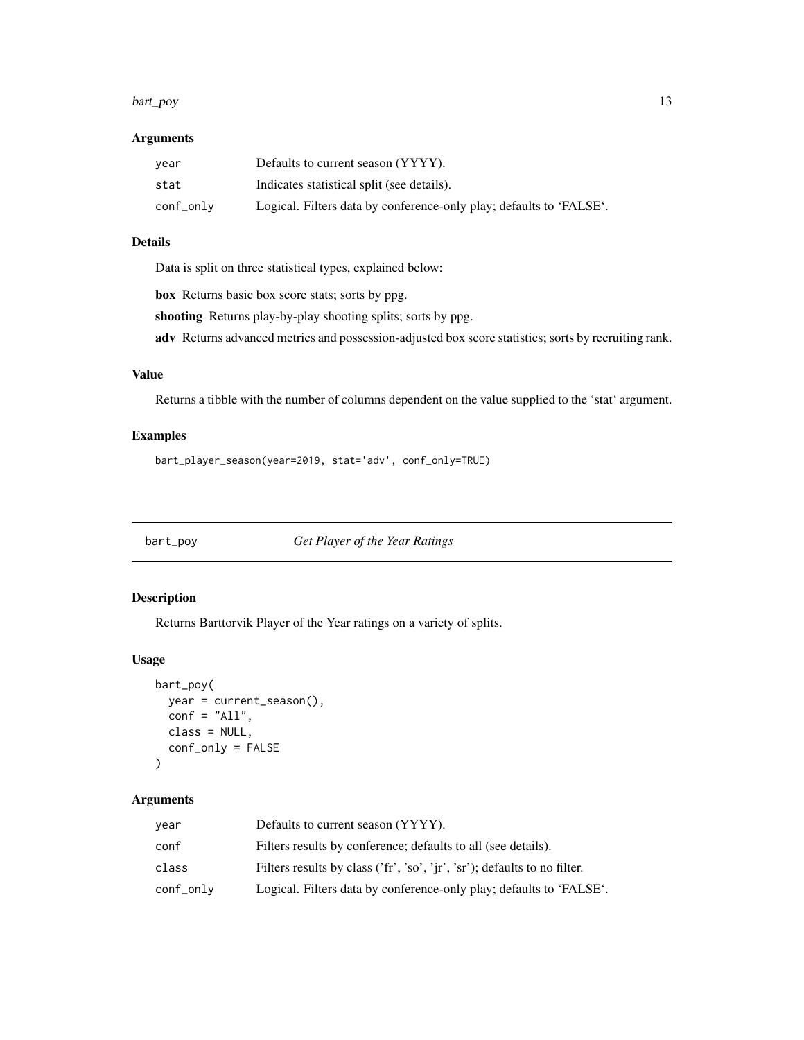## Arguments

| | |
|---|---|
| year | Defaults to current season (YYYY). |
| stat | Indicates statistical split (see details). |
| conf_only | Logical. Filters data by conference-only play; defaults to 'FALSE'. |

## Details

Data is split on three statistical types, explained below:

**box** Returns basic box score stats; sorts by ppg.

**shooting** Returns play-by-play shooting splits; sorts by ppg.

**adv** Returns advanced metrics and possession-adjusted box score statistics; sorts by recruiting rank.

## Value

Returns a tibble with the number of columns dependent on the value supplied to the 'stat' argument.

## Examples

```
bart_player_season(year=2019, stat='adv', conf_only=TRUE)
```

---

# bart_poy &nbsp;&nbsp;&nbsp; *Get Player of the Year Ratings*

## Description

Returns Barttorvik Player of the Year ratings on a variety of splits.

## Usage

```
bart_poy(
  year = current_season(),
  conf = "All",
  class = NULL,
  conf_only = FALSE
)
```

## Arguments

| | |
|---|---|
| year | Defaults to current season (YYYY). |
| conf | Filters results by conference; defaults to all (see details). |
| class | Filters results by class ('fr', 'so', 'jr', 'sr'); defaults to no filter. |
| conf_only | Logical. Filters data by conference-only play; defaults to 'FALSE'. |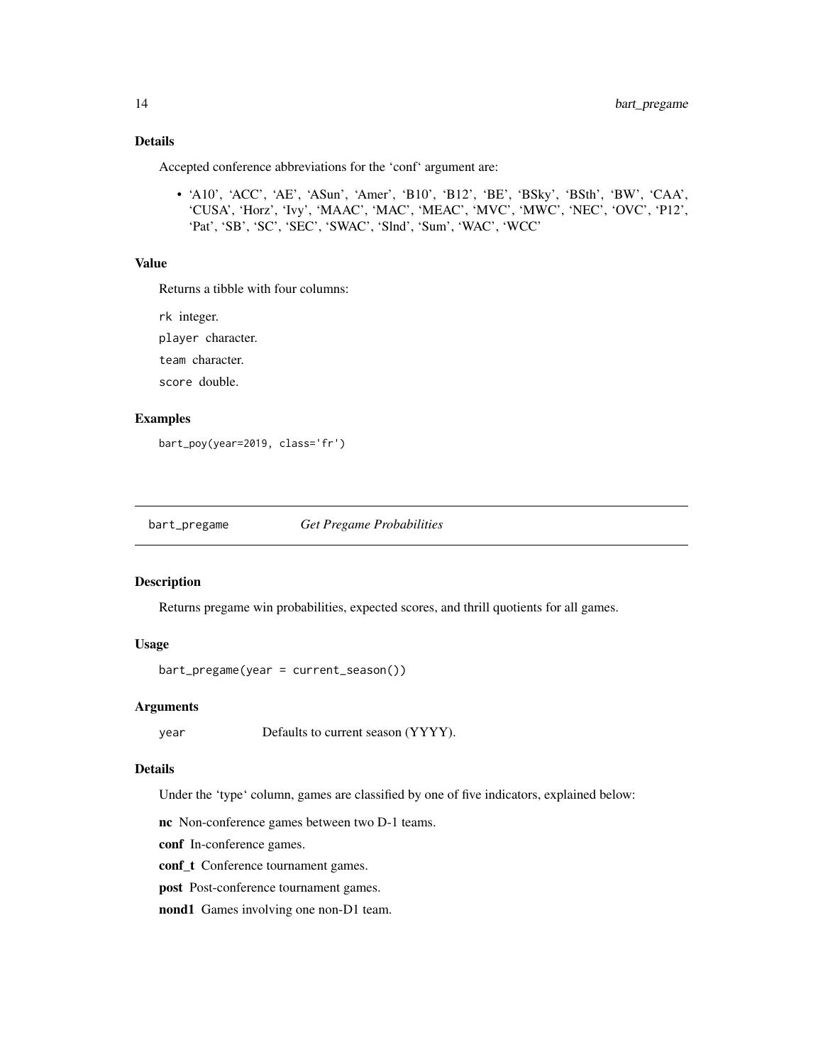### Details

Accepted conference abbreviations for the 'conf' argument are:

- 'A10', 'ACC', 'AE', 'ASun', 'Amer', 'B10', 'B12', 'BE', 'BSky', 'BSth', 'BW', 'CAA', 'CUSA', 'Horz', 'Ivy', 'MAAC', 'MAC', 'MEAC', 'MVC', 'MWC', 'NEC', 'OVC', 'P12', 'Pat', 'SB', 'SC', 'SEC', 'SWAC', 'Slnd', 'Sum', 'WAC', 'WCC'

### Value

Returns a tibble with four columns:

`rk` integer.

`player` character.

`team` character.

`score` double.

### Examples

```
bart_poy(year=2019, class='fr')
```

---

## bart_pregame *Get Pregame Probabilities*

---

### Description

Returns pregame win probabilities, expected scores, and thrill quotients for all games.

### Usage

```
bart_pregame(year = current_season())
```

### Arguments

| | |
|---|---|
| `year` | Defaults to current season (YYYY). |

### Details

Under the 'type' column, games are classified by one of five indicators, explained below:

**nc** Non-conference games between two D-1 teams.

**conf** In-conference games.

**conf_t** Conference tournament games.

**post** Post-conference tournament games.

**nond1** Games involving one non-D1 team.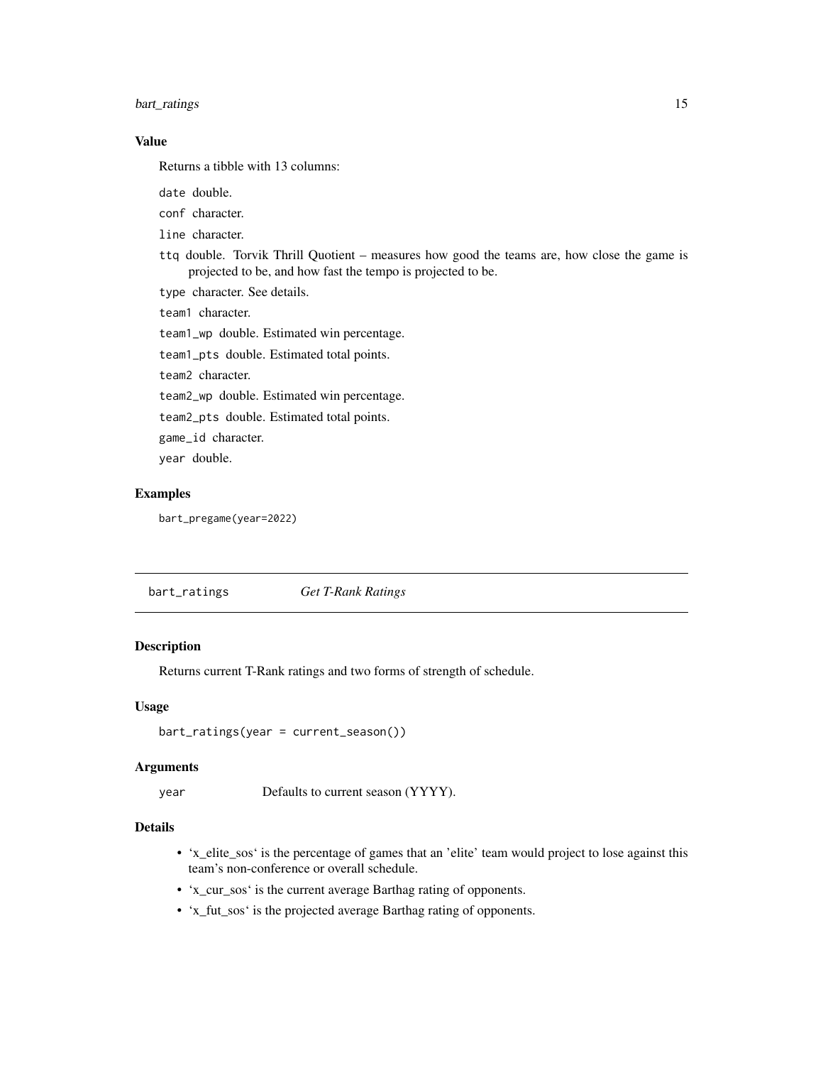### Value

Returns a tibble with 13 columns:

- `date` double.
- `conf` character.
- `line` character.
- `ttq` double. Torvik Thrill Quotient – measures how good the teams are, how close the game is projected to be, and how fast the tempo is projected to be.
- `type` character. See details.
- `team1` character.
- `team1_wp` double. Estimated win percentage.
- `team1_pts` double. Estimated total points.
- `team2` character.
- `team2_wp` double. Estimated win percentage.
- `team2_pts` double. Estimated total points.
- `game_id` character.
- `year` double.

### Examples

```
bart_pregame(year=2022)
```

## bart_ratings — *Get T-Rank Ratings*

### Description

Returns current T-Rank ratings and two forms of strength of schedule.

### Usage

```
bart_ratings(year = current_season())
```

### Arguments

| | |
|---|---|
| `year` | Defaults to current season (YYYY). |

### Details

- 'x_elite_sos' is the percentage of games that an 'elite' team would project to lose against this team's non-conference or overall schedule.
- 'x_cur_sos' is the current average Barthag rating of opponents.
- 'x_fut_sos' is the projected average Barthag rating of opponents.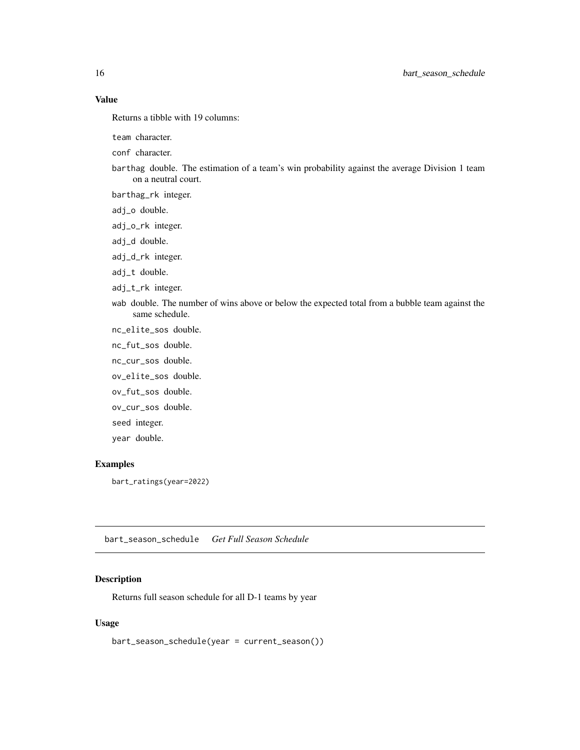## Value

Returns a tibble with 19 columns:

team character.

conf character.

barthag double. The estimation of a team's win probability against the average Division 1 team on a neutral court.

barthag_rk integer.

adj_o double.

adj_o_rk integer.

adj_d double.

adj_d_rk integer.

adj_t double.

adj_t_rk integer.

wab double. The number of wins above or below the expected total from a bubble team against the same schedule.

nc_elite_sos double.

nc_fut_sos double.

nc_cur_sos double.

ov_elite_sos double.

ov_fut_sos double.

ov_cur_sos double.

seed integer.

year double.

## Examples

```
bart_ratings(year=2022)
```

---

# bart_season_schedule *Get Full Season Schedule*

---

## Description

Returns full season schedule for all D-1 teams by year

## Usage

```
bart_season_schedule(year = current_season())
```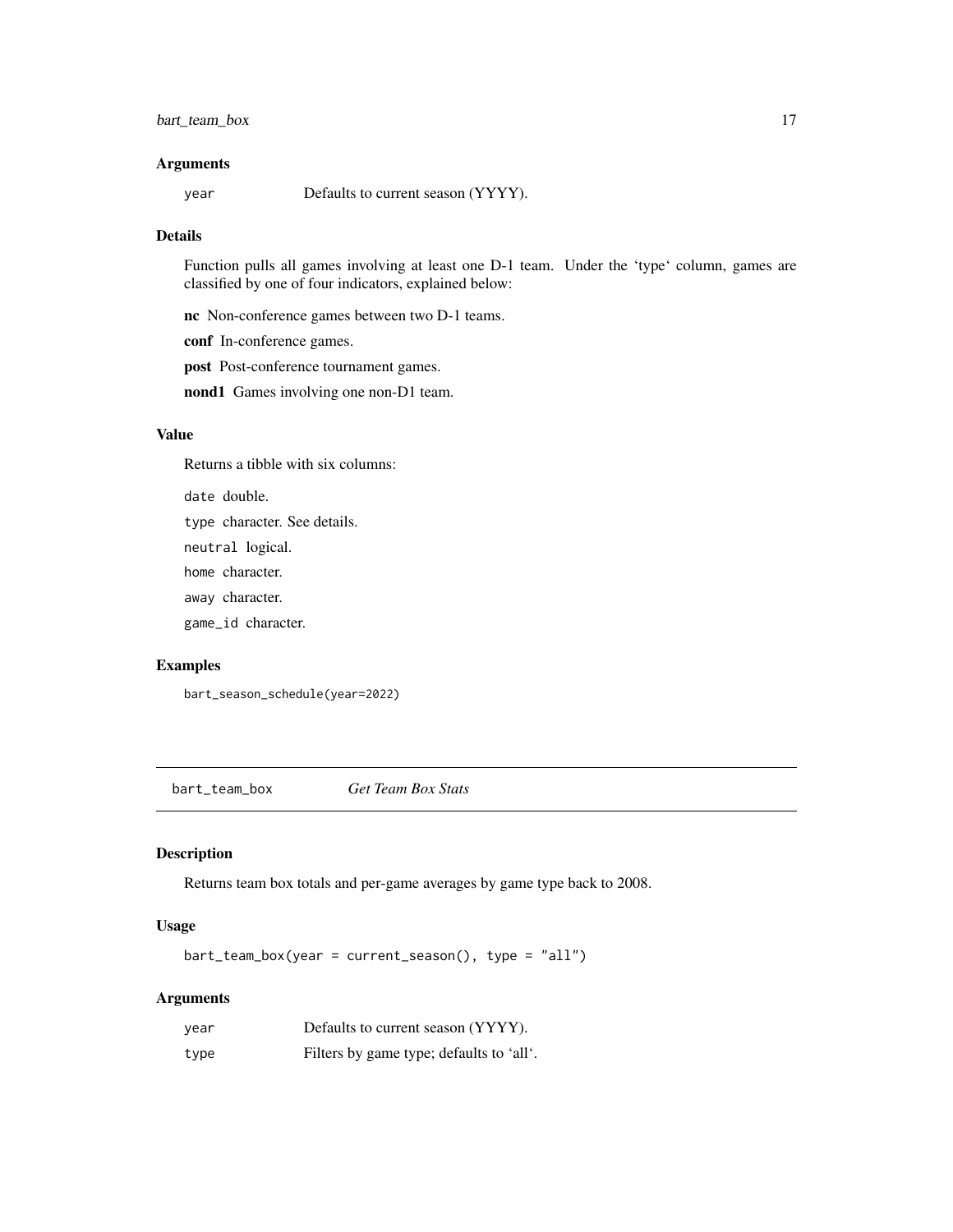### Arguments

year Defaults to current season (YYYY).

### Details

Function pulls all games involving at least one D-1 team. Under the 'type' column, games are classified by one of four indicators, explained below:

**nc** Non-conference games between two D-1 teams.

**conf** In-conference games.

**post** Post-conference tournament games.

**nond1** Games involving one non-D1 team.

### Value

Returns a tibble with six columns:

`date` double.

`type` character. See details.

`neutral` logical.

`home` character.

`away` character.

`game_id` character.

### Examples

```
bart_season_schedule(year=2022)
```

---

## bart_team_box *Get Team Box Stats*

### Description

Returns team box totals and per-game averages by game type back to 2008.

### Usage

```
bart_team_box(year = current_season(), type = "all")
```

### Arguments

year Defaults to current season (YYYY).

type Filters by game type; defaults to 'all'.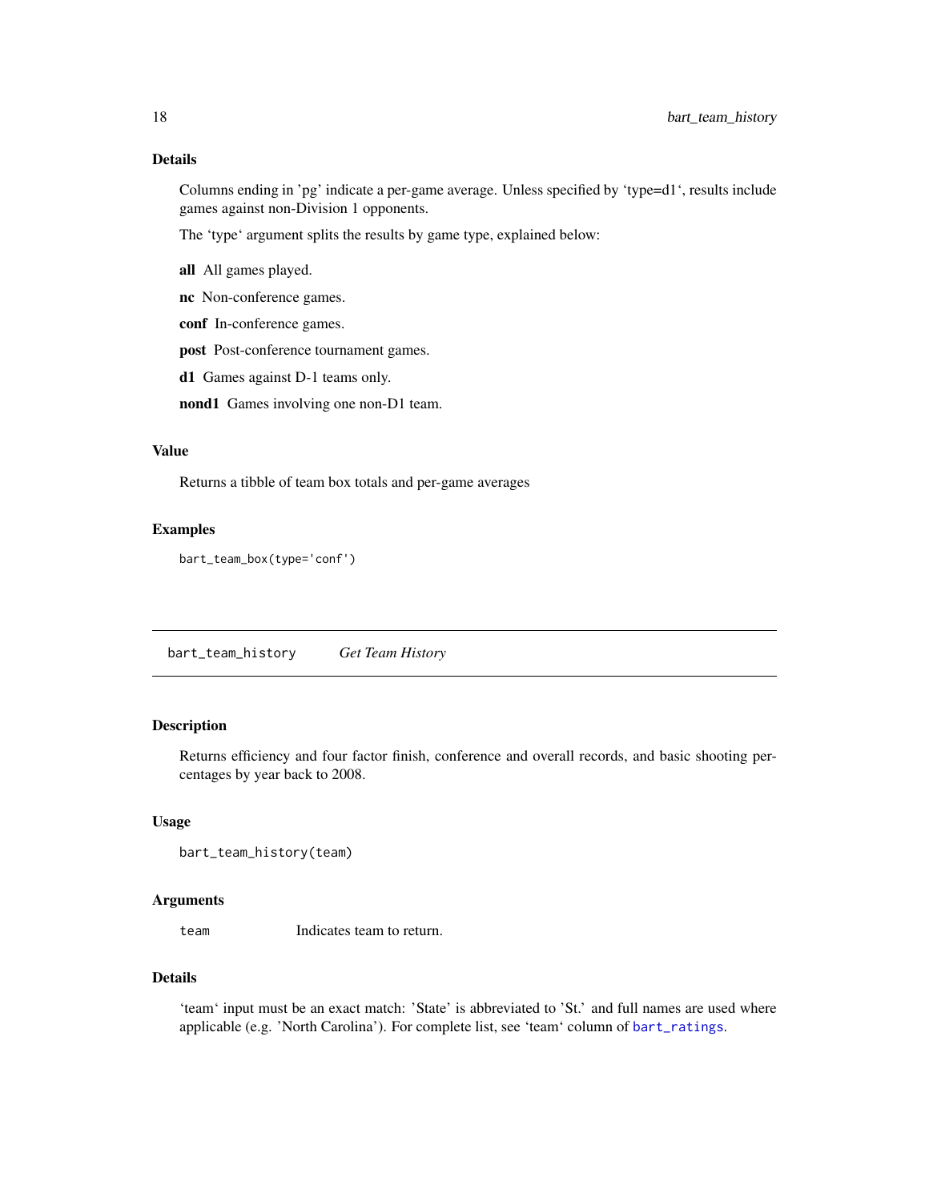### Details

Columns ending in 'pg' indicate a per-game average. Unless specified by ‘type=d1‘, results include games against non-Division 1 opponents.

The ‘type‘ argument splits the results by game type, explained below:

**all** All games played.

**nc** Non-conference games.

**conf** In-conference games.

**post** Post-conference tournament games.

**d1** Games against D-1 teams only.

**nond1** Games involving one non-D1 team.

### Value

Returns a tibble of team box totals and per-game averages

### Examples

```
bart_team_box(type='conf')
```

---

## bart_team_history *Get Team History*

---

### Description

Returns efficiency and four factor finish, conference and overall records, and basic shooting percentages by year back to 2008.

### Usage

```
bart_team_history(team)
```

### Arguments

| | |
|---|---|
| team | Indicates team to return. |

### Details

‘team‘ input must be an exact match: 'State' is abbreviated to 'St.' and full names are used where applicable (e.g. 'North Carolina'). For complete list, see ‘team‘ column of bart_ratings.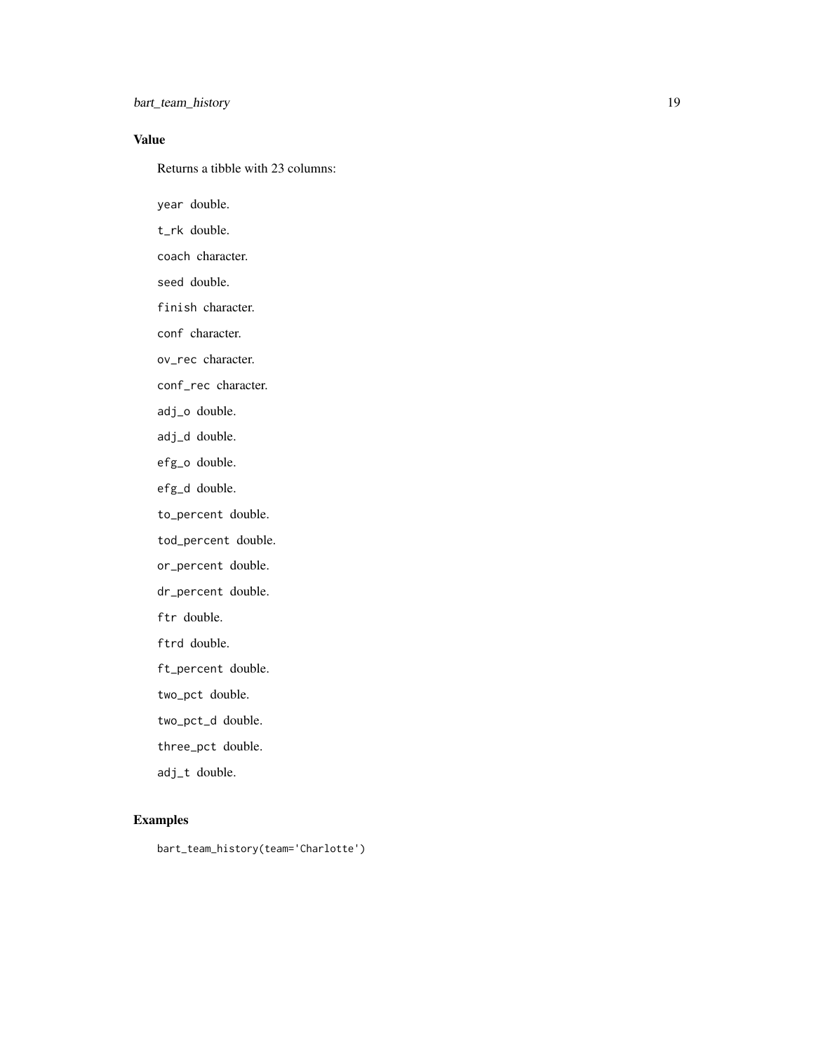### Value

Returns a tibble with 23 columns:

- `year` double.
- `t_rk` double.
- `coach` character.
- `seed` double.
- `finish` character.
- `conf` character.
- `ov_rec` character.
- `conf_rec` character.
- `adj_o` double.
- `adj_d` double.
- `efg_o` double.
- `efg_d` double.
- `to_percent` double.
- `tod_percent` double.
- `or_percent` double.
- `dr_percent` double.
- `ftr` double.
- `ftrd` double.
- `ft_percent` double.
- `two_pct` double.
- `two_pct_d` double.
- `three_pct` double.
- `adj_t` double.

### Examples

```
bart_team_history(team='Charlotte')
```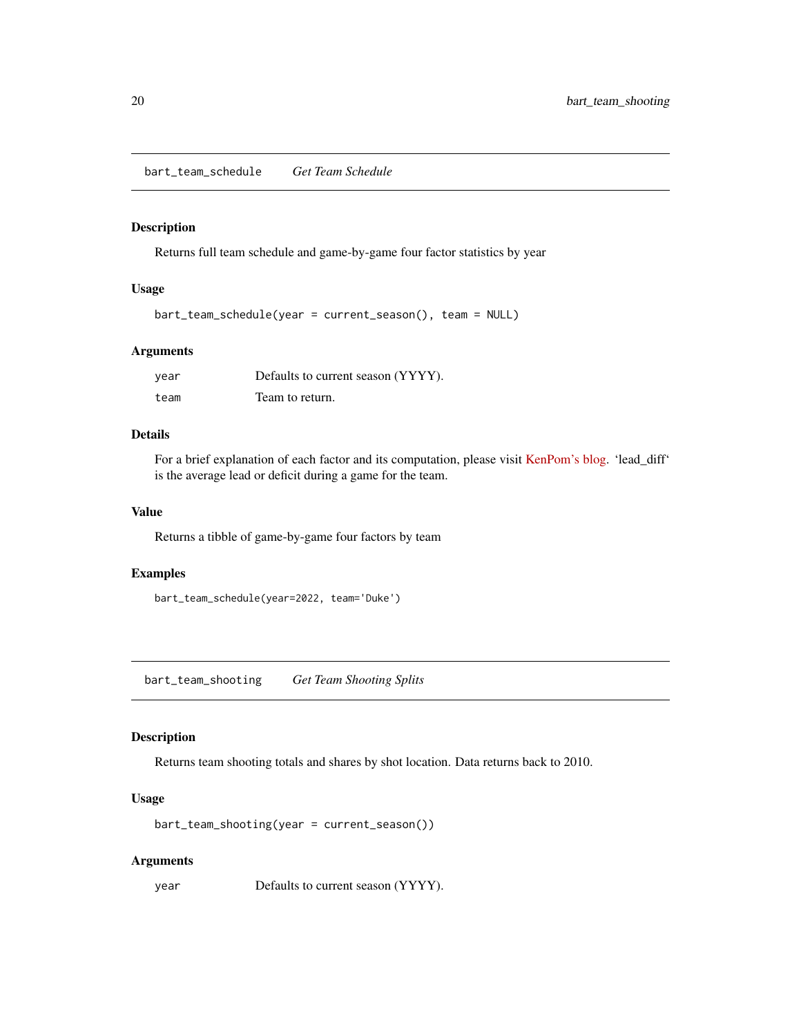## bart_team_schedule *Get Team Schedule*

### Description

Returns full team schedule and game-by-game four factor statistics by year

### Usage

```
bart_team_schedule(year = current_season(), team = NULL)
```

### Arguments

| | |
|---|---|
| year | Defaults to current season (YYYY). |
| team | Team to return. |

### Details

For a brief explanation of each factor and its computation, please visit KenPom's blog. 'lead_diff' is the average lead or deficit during a game for the team.

### Value

Returns a tibble of game-by-game four factors by team

### Examples

```
bart_team_schedule(year=2022, team='Duke')
```

## bart_team_shooting *Get Team Shooting Splits*

### Description

Returns team shooting totals and shares by shot location. Data returns back to 2010.

### Usage

```
bart_team_shooting(year = current_season())
```

### Arguments

| | |
|---|---|
| year | Defaults to current season (YYYY). |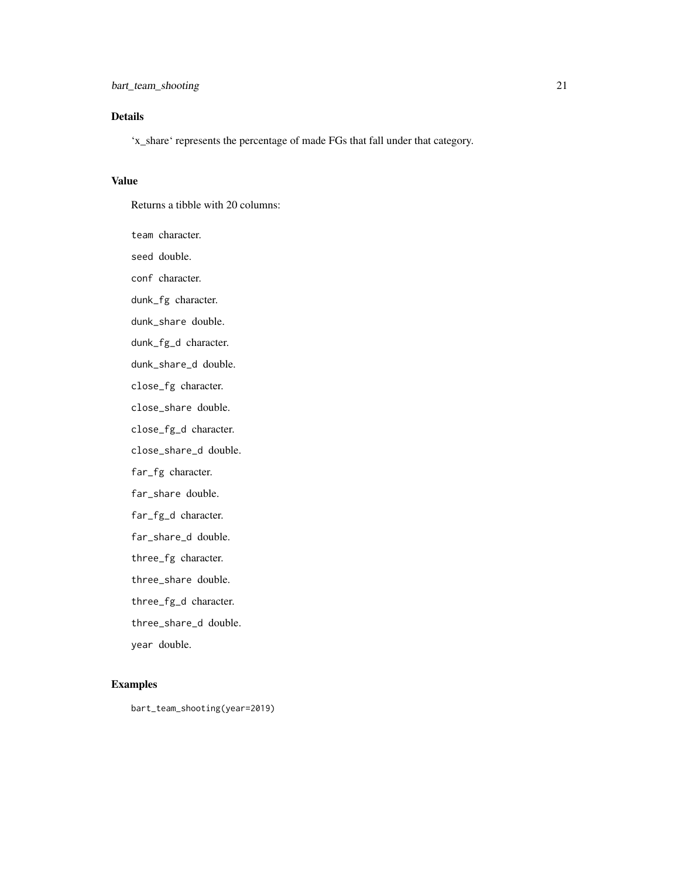## Details

'x_share' represents the percentage of made FGs that fall under that category.

## Value

Returns a tibble with 20 columns:

- `team` character.
- `seed` double.
- `conf` character.
- `dunk_fg` character.
- `dunk_share` double.
- `dunk_fg_d` character.
- `dunk_share_d` double.
- `close_fg` character.
- `close_share` double.
- `close_fg_d` character.
- `close_share_d` double.
- `far_fg` character.
- `far_share` double.
- `far_fg_d` character.
- `far_share_d` double.
- `three_fg` character.
- `three_share` double.
- `three_fg_d` character.
- `three_share_d` double.
- `year` double.

## Examples

```
bart_team_shooting(year=2019)
```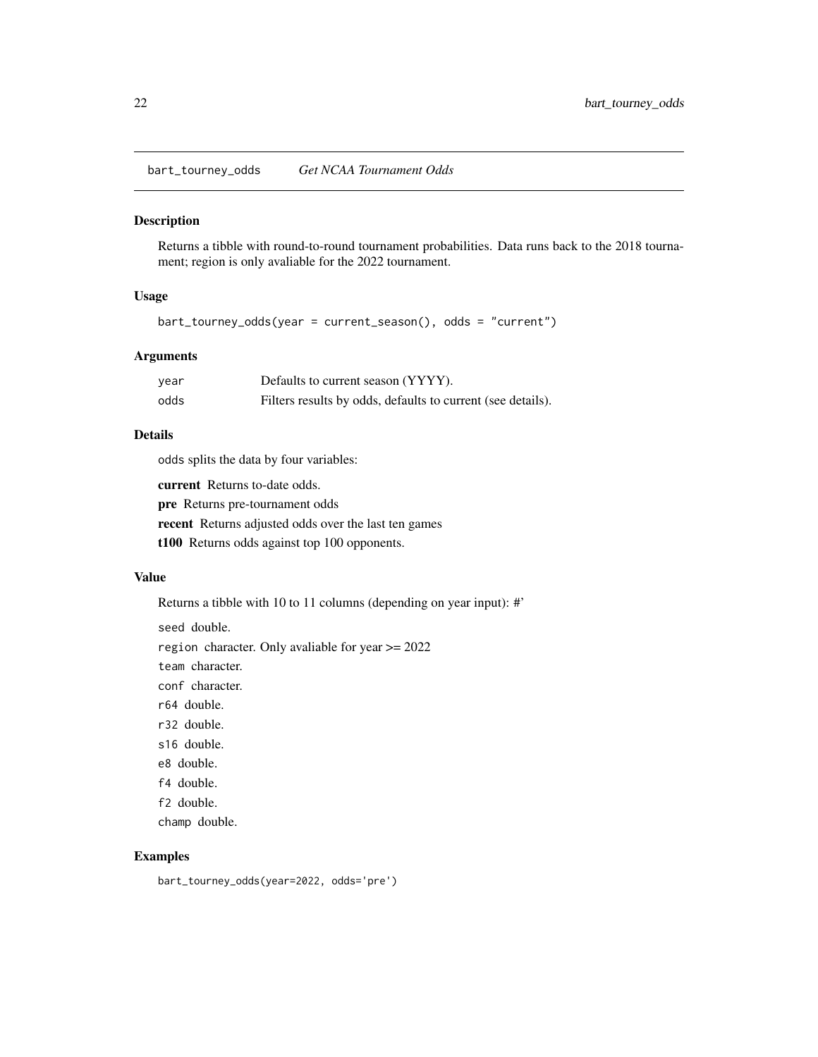## bart_tourney_odds *Get NCAA Tournament Odds*

### Description

Returns a tibble with round-to-round tournament probabilities. Data runs back to the 2018 tournament; region is only avaliable for the 2022 tournament.

### Usage

```
bart_tourney_odds(year = current_season(), odds = "current")
```

### Arguments

| | |
|---|---|
| year | Defaults to current season (YYYY). |
| odds | Filters results by odds, defaults to current (see details). |

### Details

odds splits the data by four variables:

**current** Returns to-date odds.

**pre** Returns pre-tournament odds

**recent** Returns adjusted odds over the last ten games

**t100** Returns odds against top 100 opponents.

### Value

Returns a tibble with 10 to 11 columns (depending on year input): #'

seed double.

region character. Only avaliable for year >= 2022

team character.

conf character.

r64 double.

r32 double.

s16 double.

e8 double.

f4 double.

f2 double.

champ double.

### Examples

```
bart_tourney_odds(year=2022, odds='pre')
```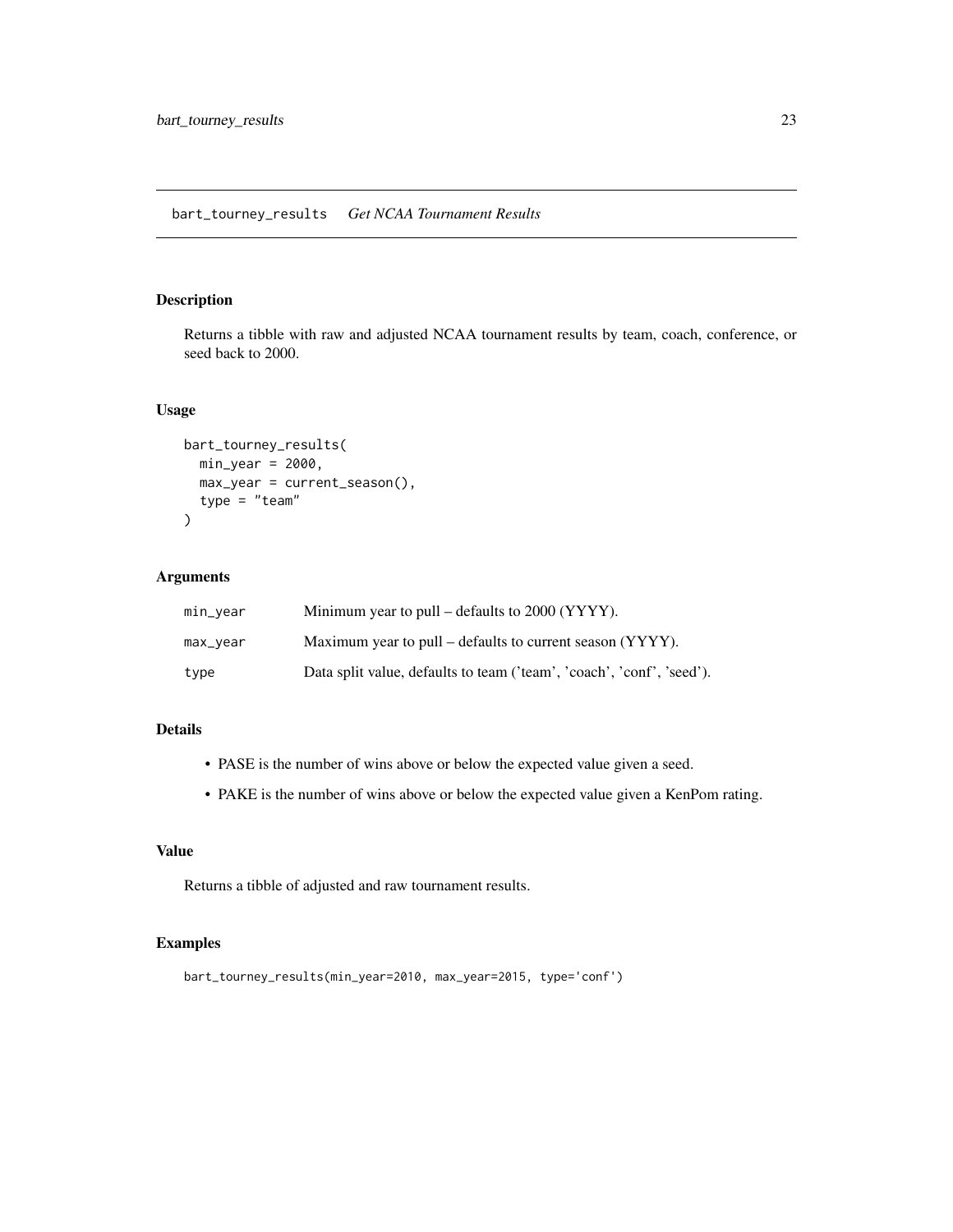# bart_tourney_results *Get NCAA Tournament Results*

## Description

Returns a tibble with raw and adjusted NCAA tournament results by team, coach, conference, or seed back to 2000.

## Usage

```
bart_tourney_results(
  min_year = 2000,
  max_year = current_season(),
  type = "team"
)
```

## Arguments

| | |
|---|---|
| min_year | Minimum year to pull – defaults to 2000 (YYYY). |
| max_year | Maximum year to pull – defaults to current season (YYYY). |
| type | Data split value, defaults to team ('team', 'coach', 'conf', 'seed'). |

## Details

- PASE is the number of wins above or below the expected value given a seed.
- PAKE is the number of wins above or below the expected value given a KenPom rating.

## Value

Returns a tibble of adjusted and raw tournament results.

## Examples

```
bart_tourney_results(min_year=2010, max_year=2015, type='conf')
```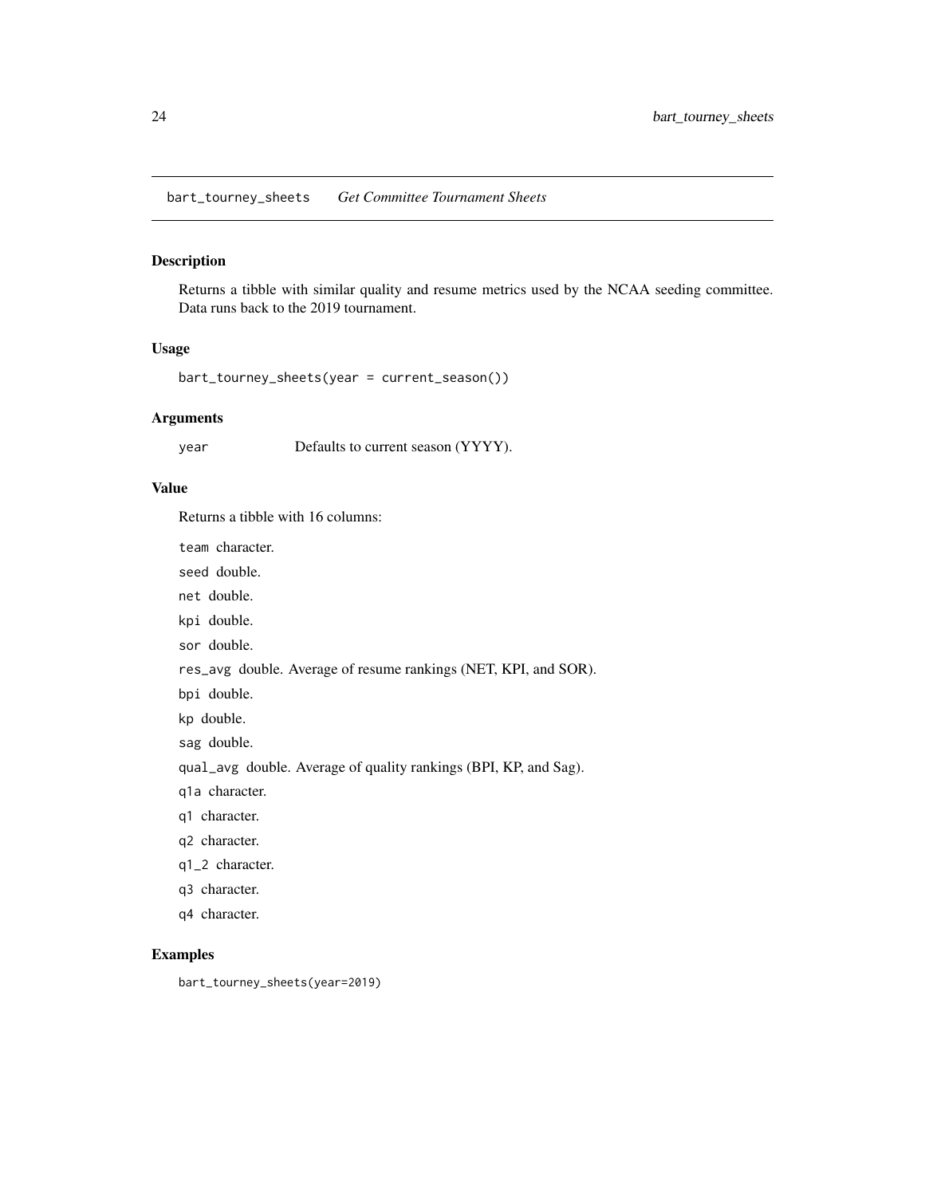bart_tourney_sheets *Get Committee Tournament Sheets*

## Description

Returns a tibble with similar quality and resume metrics used by the NCAA seeding committee. Data runs back to the 2019 tournament.

## Usage

```
bart_tourney_sheets(year = current_season())
```

## Arguments

| | |
|---|---|
| year | Defaults to current season (YYYY). |

## Value

Returns a tibble with 16 columns:

- team character.
- seed double.
- net double.
- kpi double.
- sor double.
- res_avg double. Average of resume rankings (NET, KPI, and SOR).
- bpi double.
- kp double.
- sag double.
- qual_avg double. Average of quality rankings (BPI, KP, and Sag).
- q1a character.
- q1 character.
- q2 character.
- q1_2 character.
- q3 character.
- q4 character.

## Examples

```
bart_tourney_sheets(year=2019)
```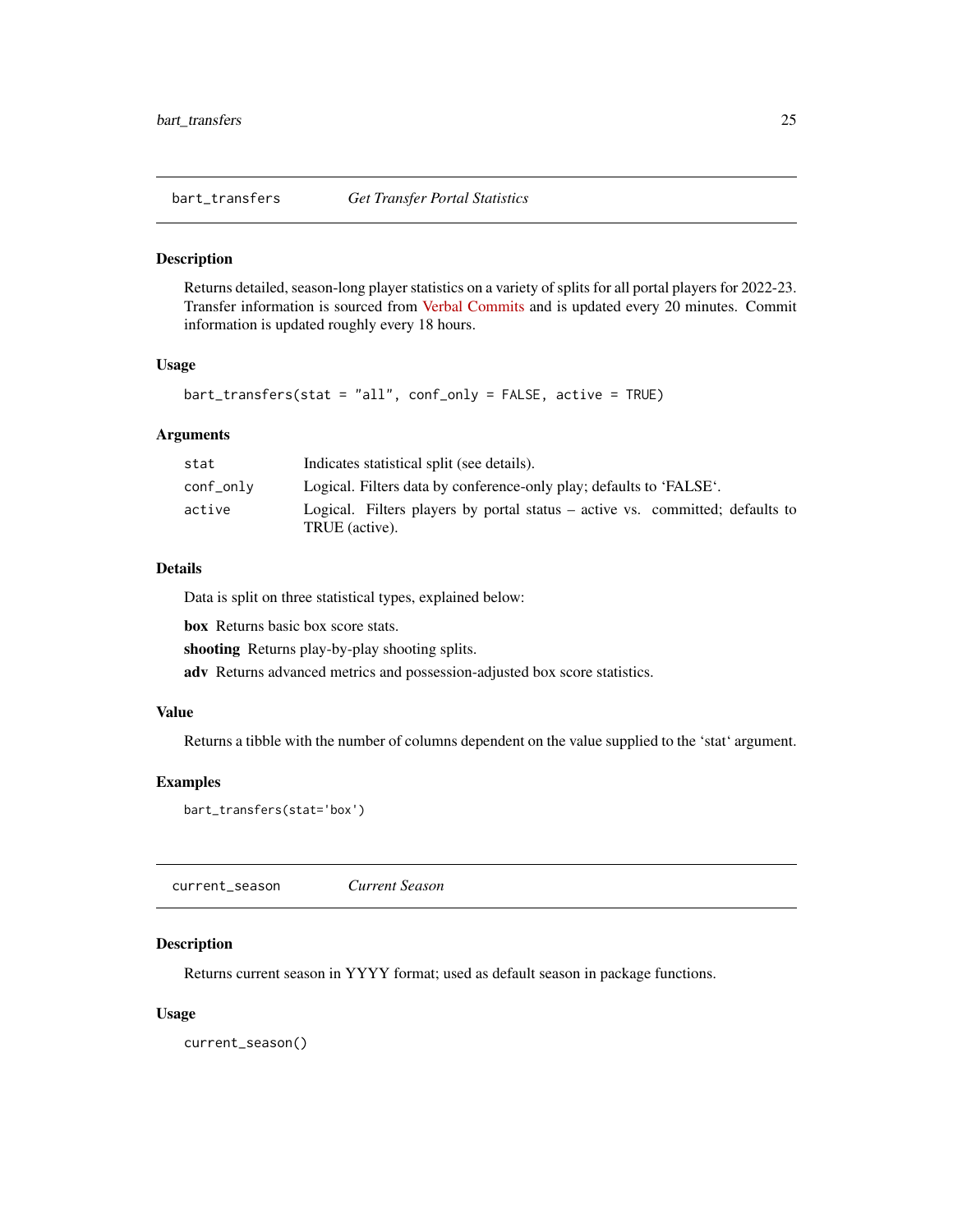## bart_transfers — *Get Transfer Portal Statistics*

### Description

Returns detailed, season-long player statistics on a variety of splits for all portal players for 2022-23. Transfer information is sourced from Verbal Commits and is updated every 20 minutes. Commit information is updated roughly every 18 hours.

### Usage

```
bart_transfers(stat = "all", conf_only = FALSE, active = TRUE)
```

### Arguments

| | |
|---|---|
| `stat` | Indicates statistical split (see details). |
| `conf_only` | Logical. Filters data by conference-only play; defaults to 'FALSE'. |
| `active` | Logical. Filters players by portal status – active vs. committed; defaults to TRUE (active). |

### Details

Data is split on three statistical types, explained below:

**box** Returns basic box score stats.

**shooting** Returns play-by-play shooting splits.

**adv** Returns advanced metrics and possession-adjusted box score statistics.

### Value

Returns a tibble with the number of columns dependent on the value supplied to the 'stat' argument.

### Examples

```
bart_transfers(stat='box')
```

## current_season — *Current Season*

### Description

Returns current season in YYYY format; used as default season in package functions.

### Usage

```
current_season()
```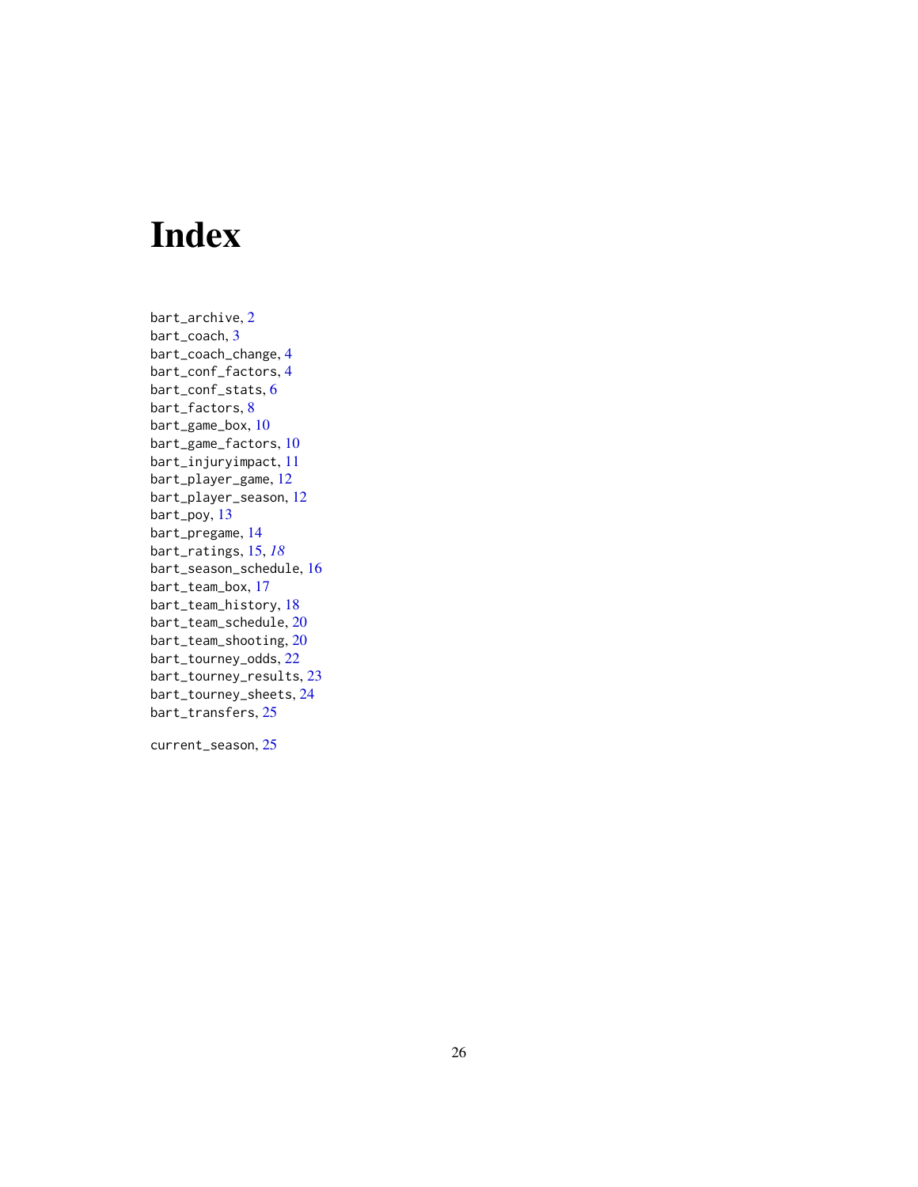# Index

bart_archive, 2
bart_coach, 3
bart_coach_change, 4
bart_conf_factors, 4
bart_conf_stats, 6
bart_factors, 8
bart_game_box, 10
bart_game_factors, 10
bart_injuryimpact, 11
bart_player_game, 12
bart_player_season, 12
bart_poy, 13
bart_pregame, 14
bart_ratings, 15, *18*
bart_season_schedule, 16
bart_team_box, 17
bart_team_history, 18
bart_team_schedule, 20
bart_team_shooting, 20
bart_tourney_odds, 22
bart_tourney_results, 23
bart_tourney_sheets, 24
bart_transfers, 25

current_season, 25